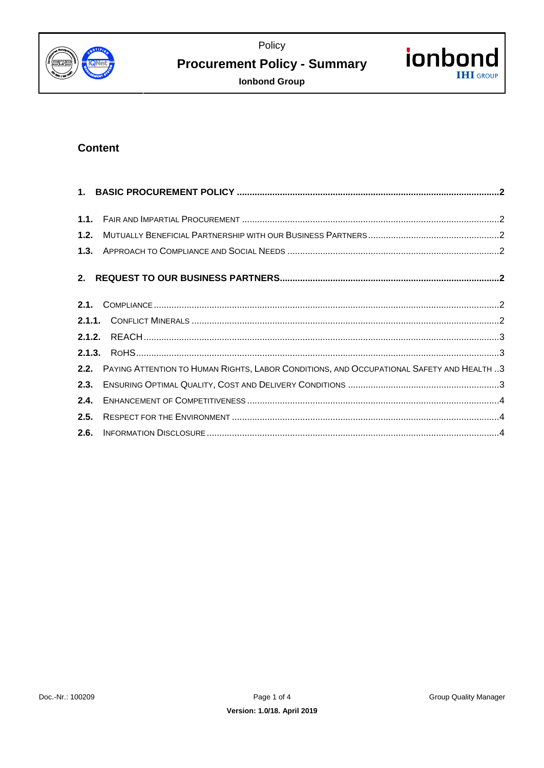Policy

# Procurement Policy - Summary

**Ionbond Group**

## Content

**1. BASIC PROCUREMENT POLICY ........ 2**

**1.1.** FAIR AND IMPARTIAL PROCUREMENT ........ 2
**1.2.** MUTUALLY BENEFICIAL PARTNERSHIP WITH OUR BUSINESS PARTNERS ........ 2
**1.3.** APPROACH TO COMPLIANCE AND SOCIAL NEEDS ........ 2

**2. REQUEST TO OUR BUSINESS PARTNERS ........ 2**

**2.1.** COMPLIANCE ........ 2
**2.1.1.** CONFLICT MINERALS ........ 2
**2.1.2.** REACH ........ 3
**2.1.3.** ROHS ........ 3
**2.2.** PAYING ATTENTION TO HUMAN RIGHTS, LABOR CONDITIONS, AND OCCUPATIONAL SAFETY AND HEALTH ........ 3
**2.3.** ENSURING OPTIMAL QUALITY, COST AND DELIVERY CONDITIONS ........ 3
**2.4.** ENHANCEMENT OF COMPETITIVENESS ........ 4
**2.5.** RESPECT FOR THE ENVIRONMENT ........ 4
**2.6.** INFORMATION DISCLOSURE ........ 4

Doc.-Nr.: 100209 | Group Quality Manager

**Version: 1.0/18. April 2019**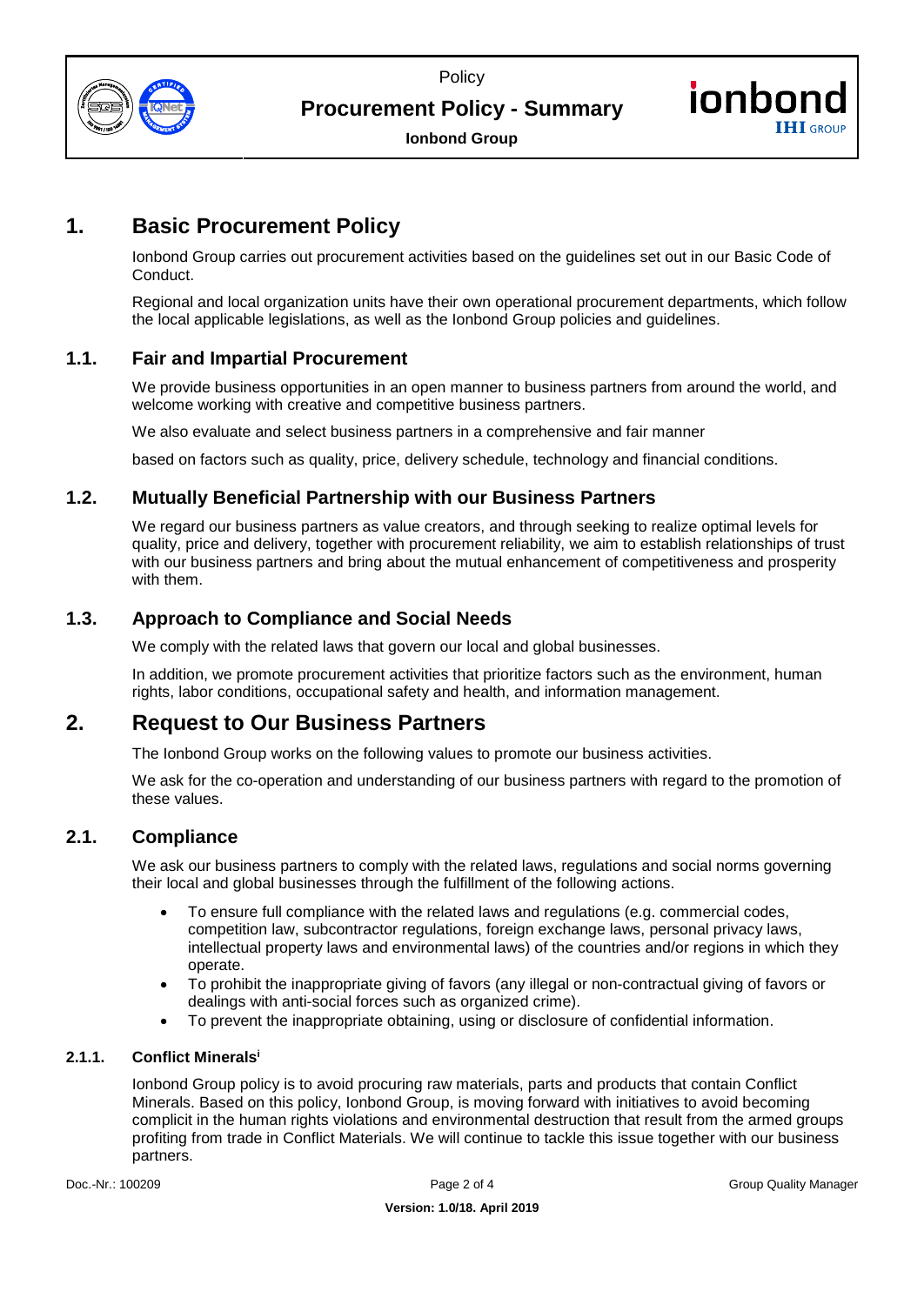# 1. Basic Procurement Policy

Ionbond Group carries out procurement activities based on the guidelines set out in our Basic Code of Conduct.

Regional and local organization units have their own operational procurement departments, which follow the local applicable legislations, as well as the Ionbond Group policies and guidelines.

## 1.1. Fair and Impartial Procurement

We provide business opportunities in an open manner to business partners from around the world, and welcome working with creative and competitive business partners.

We also evaluate and select business partners in a comprehensive and fair manner

based on factors such as quality, price, delivery schedule, technology and financial conditions.

## 1.2. Mutually Beneficial Partnership with our Business Partners

We regard our business partners as value creators, and through seeking to realize optimal levels for quality, price and delivery, together with procurement reliability, we aim to establish relationships of trust with our business partners and bring about the mutual enhancement of competitiveness and prosperity with them.

## 1.3. Approach to Compliance and Social Needs

We comply with the related laws that govern our local and global businesses.

In addition, we promote procurement activities that prioritize factors such as the environment, human rights, labor conditions, occupational safety and health, and information management.

# 2. Request to Our Business Partners

The Ionbond Group works on the following values to promote our business activities.

We ask for the co-operation and understanding of our business partners with regard to the promotion of these values.

## 2.1. Compliance

We ask our business partners to comply with the related laws, regulations and social norms governing their local and global businesses through the fulfillment of the following actions.

- To ensure full compliance with the related laws and regulations (e.g. commercial codes, competition law, subcontractor regulations, foreign exchange laws, personal privacy laws, intellectual property laws and environmental laws) of the countries and/or regions in which they operate.
- To prohibit the inappropriate giving of favors (any illegal or non-contractual giving of favors or dealings with anti-social forces such as organized crime).
- To prevent the inappropriate obtaining, using or disclosure of confidential information.

### 2.1.1. Conflict Minerals[i]

Ionbond Group policy is to avoid procuring raw materials, parts and products that contain Conflict Minerals. Based on this policy, Ionbond Group, is moving forward with initiatives to avoid becoming complicit in the human rights violations and environmental destruction that result from the armed groups profiting from trade in Conflict Materials. We will continue to tackle this issue together with our business partners.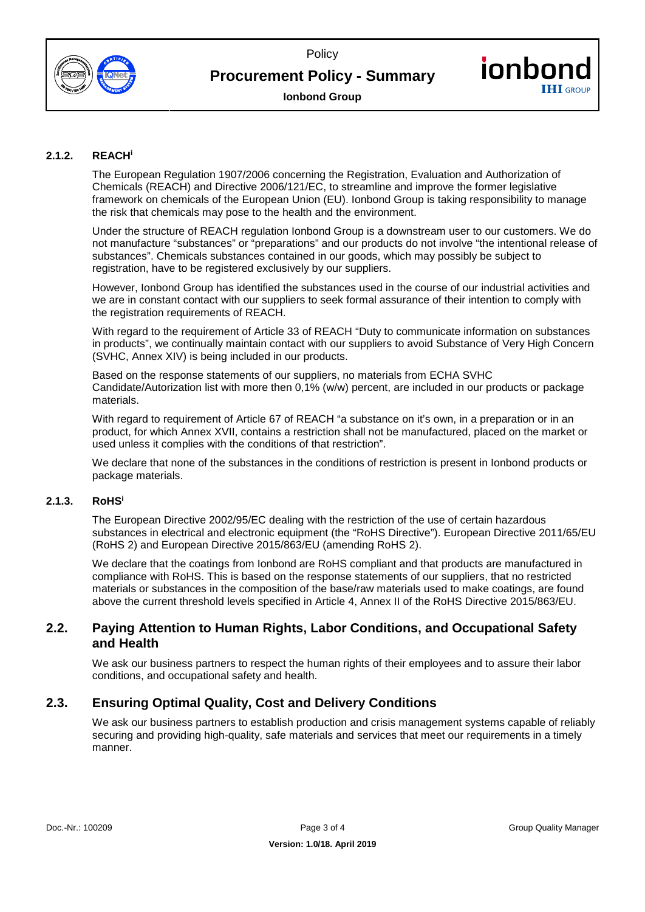#### 2.1.2. REACH[i]

The European Regulation 1907/2006 concerning the Registration, Evaluation and Authorization of Chemicals (REACH) and Directive 2006/121/EC, to streamline and improve the former legislative framework on chemicals of the European Union (EU). Ionbond Group is taking responsibility to manage the risk that chemicals may pose to the health and the environment.

Under the structure of REACH regulation Ionbond Group is a downstream user to our customers. We do not manufacture "substances" or "preparations" and our products do not involve "the intentional release of substances". Chemicals substances contained in our goods, which may possibly be subject to registration, have to be registered exclusively by our suppliers.

However, Ionbond Group has identified the substances used in the course of our industrial activities and we are in constant contact with our suppliers to seek formal assurance of their intention to comply with the registration requirements of REACH.

With regard to the requirement of Article 33 of REACH "Duty to communicate information on substances in products", we continually maintain contact with our suppliers to avoid Substance of Very High Concern (SVHC, Annex XIV) is being included in our products.

Based on the response statements of our suppliers, no materials from ECHA SVHC Candidate/Autorization list with more then 0,1% (w/w) percent, are included in our products or package materials.

With regard to requirement of Article 67 of REACH "a substance on it's own, in a preparation or in an product, for which Annex XVII, contains a restriction shall not be manufactured, placed on the market or used unless it complies with the conditions of that restriction".

We declare that none of the substances in the conditions of restriction is present in Ionbond products or package materials.

#### 2.1.3. RoHS[i]

The European Directive 2002/95/EC dealing with the restriction of the use of certain hazardous substances in electrical and electronic equipment (the "RoHS Directive"). European Directive 2011/65/EU (RoHS 2) and European Directive 2015/863/EU (amending RoHS 2).

We declare that the coatings from Ionbond are RoHS compliant and that products are manufactured in compliance with RoHS. This is based on the response statements of our suppliers, that no restricted materials or substances in the composition of the base/raw materials used to make coatings, are found above the current threshold levels specified in Article 4, Annex II of the RoHS Directive 2015/863/EU.

### 2.2. Paying Attention to Human Rights, Labor Conditions, and Occupational Safety and Health

We ask our business partners to respect the human rights of their employees and to assure their labor conditions, and occupational safety and health.

### 2.3. Ensuring Optimal Quality, Cost and Delivery Conditions

We ask our business partners to establish production and crisis management systems capable of reliably securing and providing high-quality, safe materials and services that meet our requirements in a timely manner.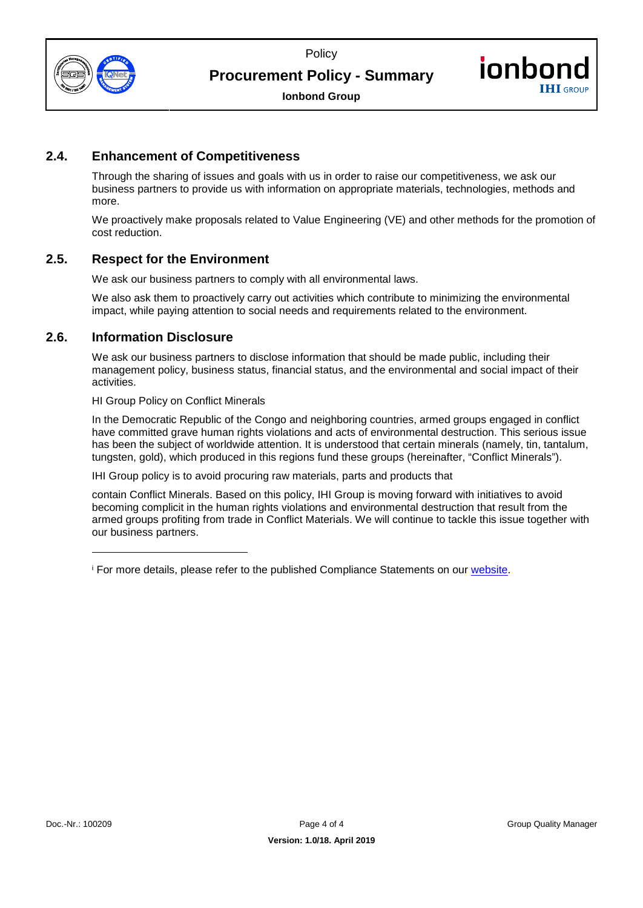## 2.4. Enhancement of Competitiveness

Through the sharing of issues and goals with us in order to raise our competitiveness, we ask our business partners to provide us with information on appropriate materials, technologies, methods and more.

We proactively make proposals related to Value Engineering (VE) and other methods for the promotion of cost reduction.

## 2.5. Respect for the Environment

We ask our business partners to comply with all environmental laws.

We also ask them to proactively carry out activities which contribute to minimizing the environmental impact, while paying attention to social needs and requirements related to the environment.

## 2.6. Information Disclosure

We ask our business partners to disclose information that should be made public, including their management policy, business status, financial status, and the environmental and social impact of their activities.

HI Group Policy on Conflict Minerals

In the Democratic Republic of the Congo and neighboring countries, armed groups engaged in conflict have committed grave human rights violations and acts of environmental destruction. This serious issue has been the subject of worldwide attention. It is understood that certain minerals (namely, tin, tantalum, tungsten, gold), which produced in this regions fund these groups (hereinafter, "Conflict Minerals").

IHI Group policy is to avoid procuring raw materials, parts and products that

contain Conflict Minerals. Based on this policy, IHI Group is moving forward with initiatives to avoid becoming complicit in the human rights violations and environmental destruction that result from the armed groups profiting from trade in Conflict Materials. We will continue to tackle this issue together with our business partners.

---

[i] For more details, please refer to the published Compliance Statements on our website.